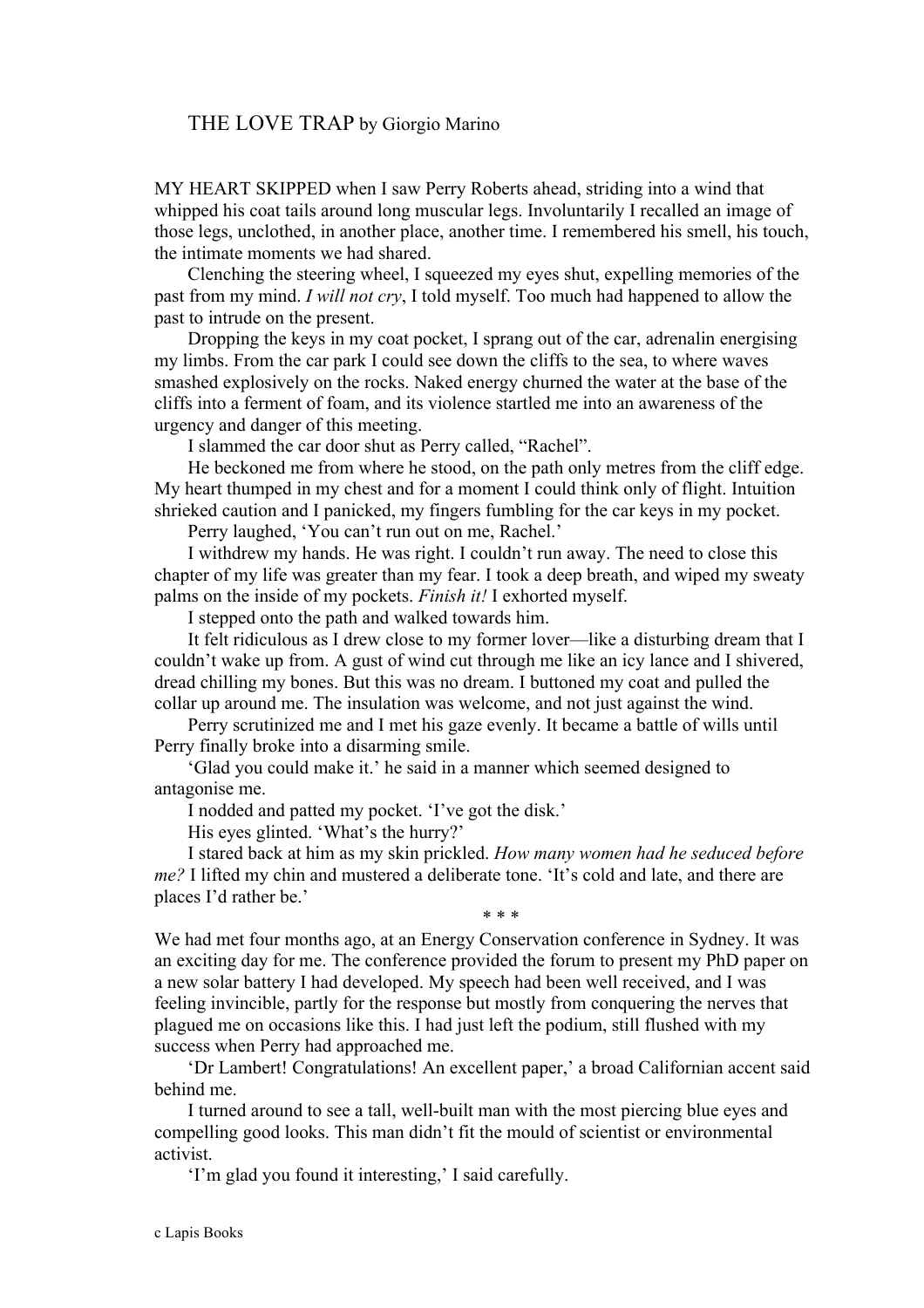# THE LOVE TRAP by Giorgio Marino

MY HEART SKIPPED when I saw Perry Roberts ahead, striding into a wind that whipped his coat tails around long muscular legs. Involuntarily I recalled an image of those legs, unclothed, in another place, another time. I remembered his smell, his touch, the intimate moments we had shared.

Clenching the steering wheel, I squeezed my eyes shut, expelling memories of the past from my mind. *I will not cry*, I told myself. Too much had happened to allow the past to intrude on the present.

Dropping the keys in my coat pocket, I sprang out of the car, adrenalin energising my limbs. From the car park I could see down the cliffs to the sea, to where waves smashed explosively on the rocks. Naked energy churned the water at the base of the cliffs into a ferment of foam, and its violence startled me into an awareness of the urgency and danger of this meeting.

I slammed the car door shut as Perry called, "Rachel".

He beckoned me from where he stood, on the path only metres from the cliff edge. My heart thumped in my chest and for a moment I could think only of flight. Intuition shrieked caution and I panicked, my fingers fumbling for the car keys in my pocket.

Perry laughed, 'You can't run out on me, Rachel.'

I withdrew my hands. He was right. I couldn't run away. The need to close this chapter of my life was greater than my fear. I took a deep breath, and wiped my sweaty palms on the inside of my pockets. *Finish it!* I exhorted myself.

I stepped onto the path and walked towards him.

It felt ridiculous as I drew close to my former lover—like a disturbing dream that I couldn't wake up from. A gust of wind cut through me like an icy lance and I shivered, dread chilling my bones. But this was no dream. I buttoned my coat and pulled the collar up around me. The insulation was welcome, and not just against the wind.

Perry scrutinized me and I met his gaze evenly. It became a battle of wills until Perry finally broke into a disarming smile.

'Glad you could make it.' he said in a manner which seemed designed to antagonise me.

I nodded and patted my pocket. 'I've got the disk.'

His eyes glinted. 'What's the hurry?'

I stared back at him as my skin prickled. *How many women had he seduced before me?* I lifted my chin and mustered a deliberate tone. 'It's cold and late, and there are places I'd rather be.'

\* \* \*

We had met four months ago, at an Energy Conservation conference in Sydney. It was an exciting day for me. The conference provided the forum to present my PhD paper on a new solar battery I had developed. My speech had been well received, and I was feeling invincible, partly for the response but mostly from conquering the nerves that plagued me on occasions like this. I had just left the podium, still flushed with my success when Perry had approached me.

'Dr Lambert! Congratulations! An excellent paper,' a broad Californian accent said behind me.

I turned around to see a tall, well-built man with the most piercing blue eyes and compelling good looks. This man didn't fit the mould of scientist or environmental activist.

'I'm glad you found it interesting,' I said carefully.

c Lapis Books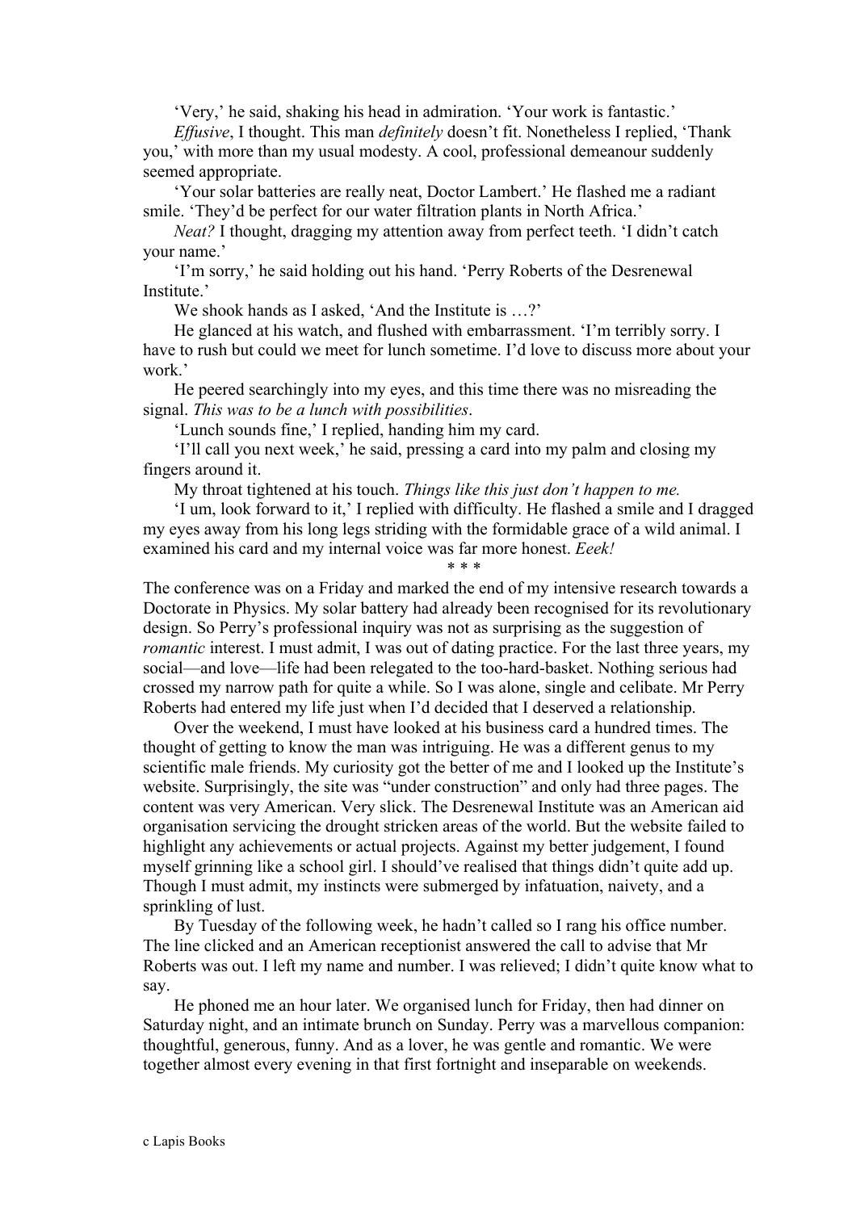'Very,' he said, shaking his head in admiration. 'Your work is fantastic.'

*Effusive*, I thought. This man *definitely* doesn't fit. Nonetheless I replied, 'Thank you,' with more than my usual modesty. A cool, professional demeanour suddenly seemed appropriate.

'Your solar batteries are really neat, Doctor Lambert.' He flashed me a radiant smile. 'They'd be perfect for our water filtration plants in North Africa.'

*Neat?* I thought, dragging my attention away from perfect teeth. 'I didn't catch your name.'

'I'm sorry,' he said holding out his hand. 'Perry Roberts of the Desrenewal Institute.'

We shook hands as I asked, 'And the Institute is …?'

He glanced at his watch, and flushed with embarrassment. 'I'm terribly sorry. I have to rush but could we meet for lunch sometime. I'd love to discuss more about your work.'

He peered searchingly into my eyes, and this time there was no misreading the signal. *This was to be a lunch with possibilities*.

'Lunch sounds fine,' I replied, handing him my card.

'I'll call you next week,' he said, pressing a card into my palm and closing my fingers around it.

My throat tightened at his touch. *Things like this just don't happen to me.*

'I um, look forward to it,' I replied with difficulty. He flashed a smile and I dragged my eyes away from his long legs striding with the formidable grace of a wild animal. I examined his card and my internal voice was far more honest. *Eeek!*

\* \* \*

The conference was on a Friday and marked the end of my intensive research towards a Doctorate in Physics. My solar battery had already been recognised for its revolutionary design. So Perry's professional inquiry was not as surprising as the suggestion of *romantic* interest. I must admit, I was out of dating practice. For the last three years, my social—and love—life had been relegated to the too-hard-basket. Nothing serious had crossed my narrow path for quite a while. So I was alone, single and celibate. Mr Perry Roberts had entered my life just when I'd decided that I deserved a relationship.

Over the weekend, I must have looked at his business card a hundred times. The thought of getting to know the man was intriguing. He was a different genus to my scientific male friends. My curiosity got the better of me and I looked up the Institute's website. Surprisingly, the site was "under construction" and only had three pages. The content was very American. Very slick. The Desrenewal Institute was an American aid organisation servicing the drought stricken areas of the world. But the website failed to highlight any achievements or actual projects. Against my better judgement, I found myself grinning like a school girl. I should've realised that things didn't quite add up. Though I must admit, my instincts were submerged by infatuation, naivety, and a sprinkling of lust.

By Tuesday of the following week, he hadn't called so I rang his office number. The line clicked and an American receptionist answered the call to advise that Mr Roberts was out. I left my name and number. I was relieved; I didn't quite know what to say.

He phoned me an hour later. We organised lunch for Friday, then had dinner on Saturday night, and an intimate brunch on Sunday. Perry was a marvellous companion: thoughtful, generous, funny. And as a lover, he was gentle and romantic. We were together almost every evening in that first fortnight and inseparable on weekends.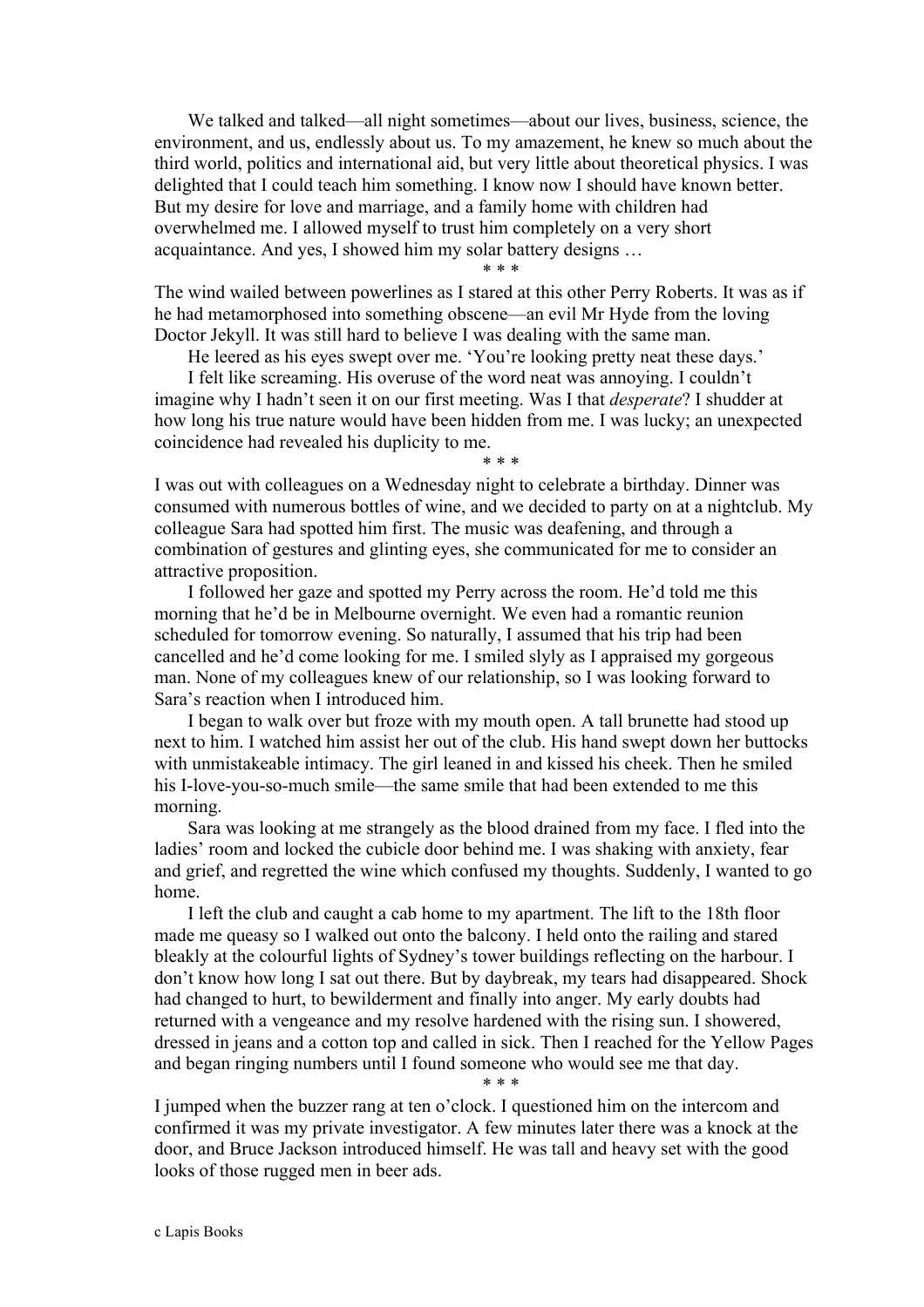We talked and talked—all night sometimes—about our lives, business, science, the environment, and us, endlessly about us. To my amazement, he knew so much about the third world, politics and international aid, but very little about theoretical physics. I was delighted that I could teach him something. I know now I should have known better. But my desire for love and marriage, and a family home with children had overwhelmed me. I allowed myself to trust him completely on a very short acquaintance. And yes, I showed him my solar battery designs …

\* \* \*

The wind wailed between powerlines as I stared at this other Perry Roberts. It was as if he had metamorphosed into something obscene—an evil Mr Hyde from the loving Doctor Jekyll. It was still hard to believe I was dealing with the same man.

He leered as his eyes swept over me. 'You're looking pretty neat these days.'

I felt like screaming. His overuse of the word neat was annoying. I couldn't imagine why I hadn't seen it on our first meeting. Was I that *desperate*? I shudder at how long his true nature would have been hidden from me. I was lucky; an unexpected coincidence had revealed his duplicity to me.

\* \* \*

I was out with colleagues on a Wednesday night to celebrate a birthday. Dinner was consumed with numerous bottles of wine, and we decided to party on at a nightclub. My colleague Sara had spotted him first. The music was deafening, and through a combination of gestures and glinting eyes, she communicated for me to consider an attractive proposition.

I followed her gaze and spotted my Perry across the room. He'd told me this morning that he'd be in Melbourne overnight. We even had a romantic reunion scheduled for tomorrow evening. So naturally, I assumed that his trip had been cancelled and he'd come looking for me. I smiled slyly as I appraised my gorgeous man. None of my colleagues knew of our relationship, so I was looking forward to Sara's reaction when I introduced him.

I began to walk over but froze with my mouth open. A tall brunette had stood up next to him. I watched him assist her out of the club. His hand swept down her buttocks with unmistakeable intimacy. The girl leaned in and kissed his cheek. Then he smiled his I-love-you-so-much smile—the same smile that had been extended to me this morning.

Sara was looking at me strangely as the blood drained from my face. I fled into the ladies' room and locked the cubicle door behind me. I was shaking with anxiety, fear and grief, and regretted the wine which confused my thoughts. Suddenly, I wanted to go home.

I left the club and caught a cab home to my apartment. The lift to the 18th floor made me queasy so I walked out onto the balcony. I held onto the railing and stared bleakly at the colourful lights of Sydney's tower buildings reflecting on the harbour. I don't know how long I sat out there. But by daybreak, my tears had disappeared. Shock had changed to hurt, to bewilderment and finally into anger. My early doubts had returned with a vengeance and my resolve hardened with the rising sun. I showered, dressed in jeans and a cotton top and called in sick. Then I reached for the Yellow Pages and began ringing numbers until I found someone who would see me that day.

\* \* \*

I jumped when the buzzer rang at ten o'clock. I questioned him on the intercom and confirmed it was my private investigator. A few minutes later there was a knock at the door, and Bruce Jackson introduced himself. He was tall and heavy set with the good looks of those rugged men in beer ads.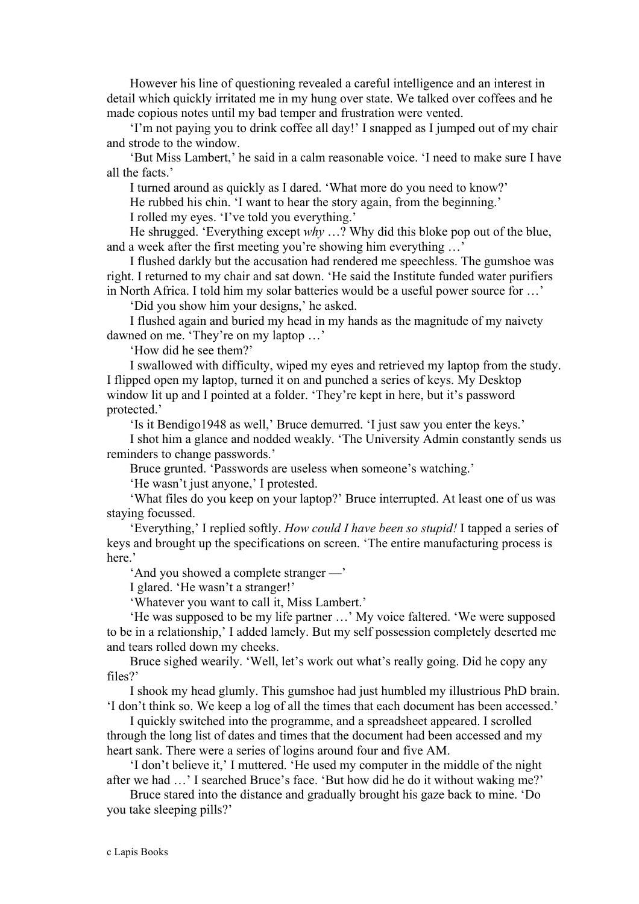However his line of questioning revealed a careful intelligence and an interest in detail which quickly irritated me in my hung over state. We talked over coffees and he made copious notes until my bad temper and frustration were vented.

‘I’m not paying you to drink coffee all day!’ I snapped as I jumped out of my chair and strode to the window.

‘But Miss Lambert,’ he said in a calm reasonable voice. ‘I need to make sure I have all the facts.’

I turned around as quickly as I dared. ‘What more do you need to know?’

He rubbed his chin. ‘I want to hear the story again, from the beginning.’

I rolled my eyes. ‘I’ve told you everything.’

He shrugged. ‘Everything except *why* …? Why did this bloke pop out of the blue, and a week after the first meeting you’re showing him everything …’

I flushed darkly but the accusation had rendered me speechless. The gumshoe was right. I returned to my chair and sat down. ‘He said the Institute funded water purifiers in North Africa. I told him my solar batteries would be a useful power source for …’

‘Did you show him your designs,’ he asked.

I flushed again and buried my head in my hands as the magnitude of my naivety dawned on me. ‘They’re on my laptop …’

‘How did he see them?’

I swallowed with difficulty, wiped my eyes and retrieved my laptop from the study. I flipped open my laptop, turned it on and punched a series of keys. My Desktop window lit up and I pointed at a folder. ‘They’re kept in here, but it’s password protected.’

‘Is it Bendigo1948 as well,’ Bruce demurred. ‘I just saw you enter the keys.’

I shot him a glance and nodded weakly. ‘The University Admin constantly sends us reminders to change passwords.’

Bruce grunted. ‘Passwords are useless when someone’s watching.’

‘He wasn’t just anyone,’ I protested.

‘What files do you keep on your laptop?’ Bruce interrupted. At least one of us was staying focussed.

‘Everything,’ I replied softly. *How could I have been so stupid!* I tapped a series of keys and brought up the specifications on screen. ‘The entire manufacturing process is here.’

‘And you showed a complete stranger —’

I glared. ‘He wasn’t a stranger!’

‘Whatever you want to call it, Miss Lambert.’

‘He was supposed to be my life partner …’ My voice faltered. ‘We were supposed to be in a relationship,’ I added lamely. But my self possession completely deserted me and tears rolled down my cheeks.

Bruce sighed wearily. ‘Well, let’s work out what’s really going. Did he copy any files?’

I shook my head glumly. This gumshoe had just humbled my illustrious PhD brain. ‘I don’t think so. We keep a log of all the times that each document has been accessed.’

I quickly switched into the programme, and a spreadsheet appeared. I scrolled through the long list of dates and times that the document had been accessed and my heart sank. There were a series of logins around four and five AM.

‘I don’t believe it,’ I muttered. ‘He used my computer in the middle of the night after we had …’ I searched Bruce’s face. ‘But how did he do it without waking me?’

Bruce stared into the distance and gradually brought his gaze back to mine. ‘Do you take sleeping pills?’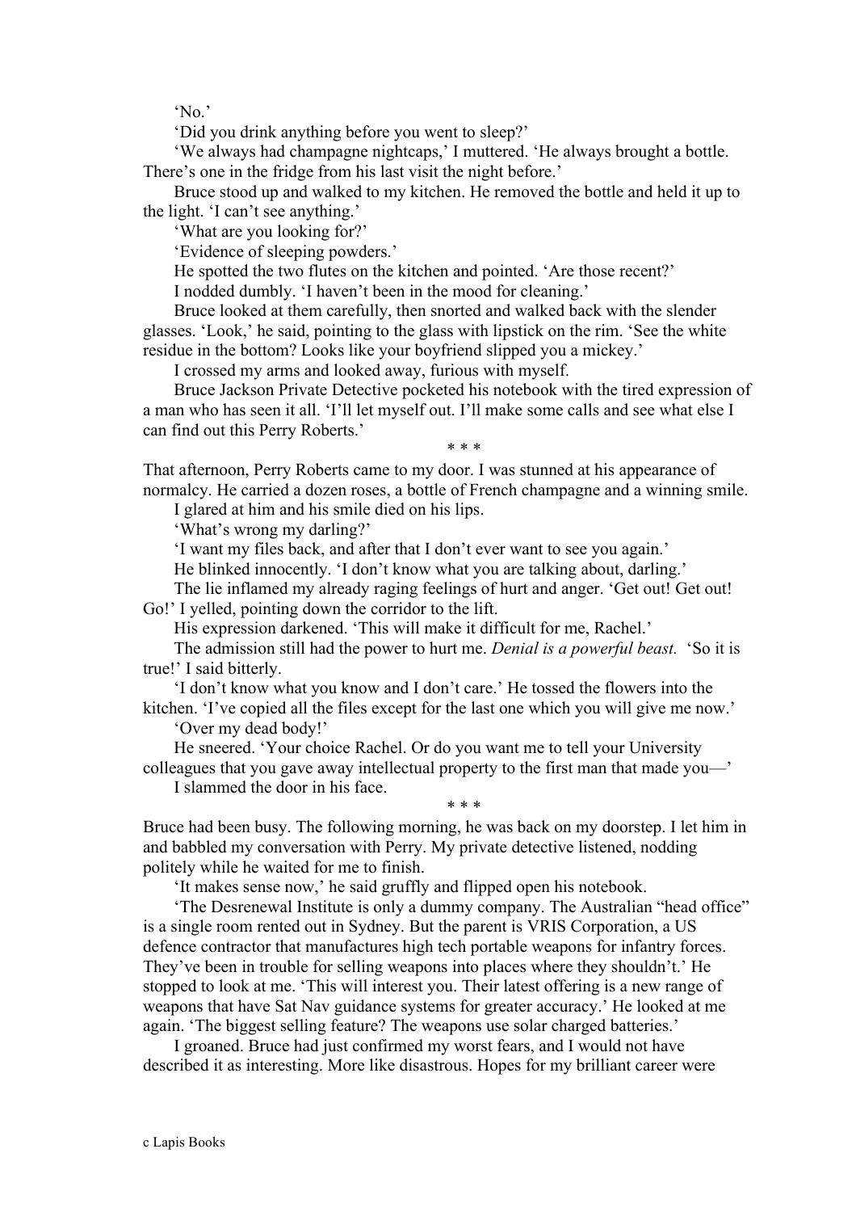'No.'

'Did you drink anything before you went to sleep?'

'We always had champagne nightcaps,' I muttered. 'He always brought a bottle. There's one in the fridge from his last visit the night before.'

Bruce stood up and walked to my kitchen. He removed the bottle and held it up to the light. 'I can't see anything.'

'What are you looking for?'

'Evidence of sleeping powders.'

He spotted the two flutes on the kitchen and pointed. 'Are those recent?'

I nodded dumbly. 'I haven't been in the mood for cleaning.'

Bruce looked at them carefully, then snorted and walked back with the slender glasses. 'Look,' he said, pointing to the glass with lipstick on the rim. 'See the white residue in the bottom? Looks like your boyfriend slipped you a mickey.'

I crossed my arms and looked away, furious with myself.

Bruce Jackson Private Detective pocketed his notebook with the tired expression of a man who has seen it all. 'I'll let myself out. I'll make some calls and see what else I can find out this Perry Roberts.'

\* \* \*

That afternoon, Perry Roberts came to my door. I was stunned at his appearance of normalcy. He carried a dozen roses, a bottle of French champagne and a winning smile.

I glared at him and his smile died on his lips.

'What's wrong my darling?'

'I want my files back, and after that I don't ever want to see you again.'

He blinked innocently. 'I don't know what you are talking about, darling.'

The lie inflamed my already raging feelings of hurt and anger. 'Get out! Get out! Go!' I yelled, pointing down the corridor to the lift.

His expression darkened. 'This will make it difficult for me, Rachel.'

The admission still had the power to hurt me. *Denial is a powerful beast.* 'So it is true!' I said bitterly.

'I don't know what you know and I don't care.' He tossed the flowers into the kitchen. 'I've copied all the files except for the last one which you will give me now.'

'Over my dead body!'

He sneered. 'Your choice Rachel. Or do you want me to tell your University colleagues that you gave away intellectual property to the first man that made you—'

I slammed the door in his face.

\* \* \*

Bruce had been busy. The following morning, he was back on my doorstep. I let him in and babbled my conversation with Perry. My private detective listened, nodding politely while he waited for me to finish.

'It makes sense now,' he said gruffly and flipped open his notebook.

'The Desrenewal Institute is only a dummy company. The Australian "head office" is a single room rented out in Sydney. But the parent is VRIS Corporation, a US defence contractor that manufactures high tech portable weapons for infantry forces. They've been in trouble for selling weapons into places where they shouldn't.' He stopped to look at me. 'This will interest you. Their latest offering is a new range of weapons that have Sat Nav guidance systems for greater accuracy.' He looked at me again. 'The biggest selling feature? The weapons use solar charged batteries.'

I groaned. Bruce had just confirmed my worst fears, and I would not have described it as interesting. More like disastrous. Hopes for my brilliant career were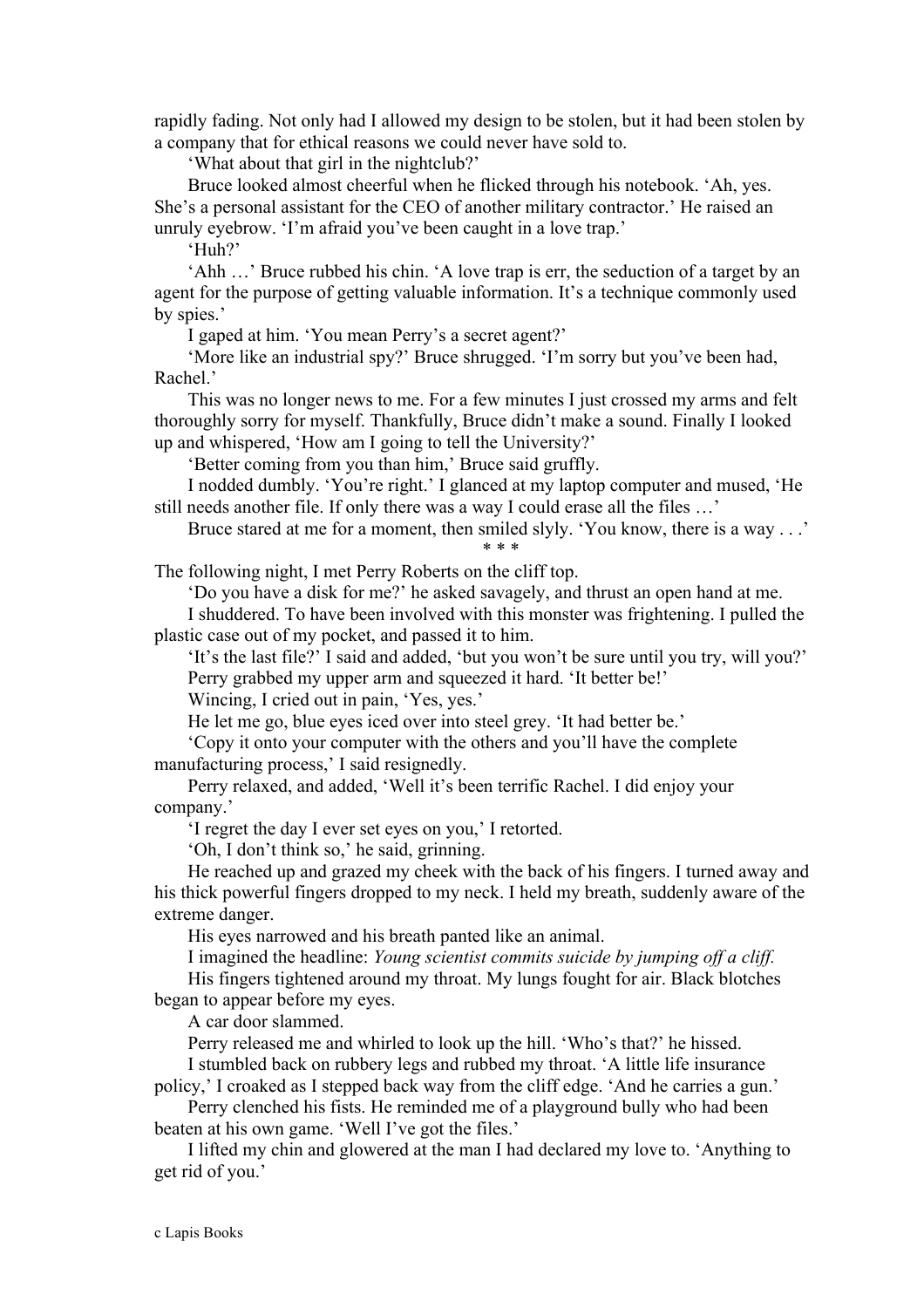rapidly fading. Not only had I allowed my design to be stolen, but it had been stolen by a company that for ethical reasons we could never have sold to.

'What about that girl in the nightclub?'

Bruce looked almost cheerful when he flicked through his notebook. 'Ah, yes. She's a personal assistant for the CEO of another military contractor.' He raised an unruly eyebrow. 'I'm afraid you've been caught in a love trap.'

'Huh?'

'Ahh …' Bruce rubbed his chin. 'A love trap is err, the seduction of a target by an agent for the purpose of getting valuable information. It's a technique commonly used by spies.'

I gaped at him. 'You mean Perry's a secret agent?'

'More like an industrial spy?' Bruce shrugged. 'I'm sorry but you've been had, Rachel.'

This was no longer news to me. For a few minutes I just crossed my arms and felt thoroughly sorry for myself. Thankfully, Bruce didn't make a sound. Finally I looked up and whispered, 'How am I going to tell the University?'

'Better coming from you than him,' Bruce said gruffly.

I nodded dumbly. 'You're right.' I glanced at my laptop computer and mused, 'He still needs another file. If only there was a way I could erase all the files …'

Bruce stared at me for a moment, then smiled slyly. 'You know, there is a way . . .'

\* \* \*

The following night, I met Perry Roberts on the cliff top.

'Do you have a disk for me?' he asked savagely, and thrust an open hand at me.

I shuddered. To have been involved with this monster was frightening. I pulled the plastic case out of my pocket, and passed it to him.

'It's the last file?' I said and added, 'but you won't be sure until you try, will you?'

Perry grabbed my upper arm and squeezed it hard. 'It better be!'

Wincing, I cried out in pain, 'Yes, yes.'

He let me go, blue eyes iced over into steel grey. 'It had better be.'

'Copy it onto your computer with the others and you'll have the complete manufacturing process,' I said resignedly.

Perry relaxed, and added, 'Well it's been terrific Rachel. I did enjoy your company.'

'I regret the day I ever set eyes on you,' I retorted.

'Oh, I don't think so,' he said, grinning.

He reached up and grazed my cheek with the back of his fingers. I turned away and his thick powerful fingers dropped to my neck. I held my breath, suddenly aware of the extreme danger.

His eyes narrowed and his breath panted like an animal.

I imagined the headline: *Young scientist commits suicide by jumping off a cliff.*

His fingers tightened around my throat. My lungs fought for air. Black blotches began to appear before my eyes.

A car door slammed.

Perry released me and whirled to look up the hill. 'Who's that?' he hissed.

I stumbled back on rubbery legs and rubbed my throat. 'A little life insurance policy,' I croaked as I stepped back way from the cliff edge. 'And he carries a gun.'

Perry clenched his fists. He reminded me of a playground bully who had been beaten at his own game. 'Well I've got the files.'

I lifted my chin and glowered at the man I had declared my love to. 'Anything to get rid of you.'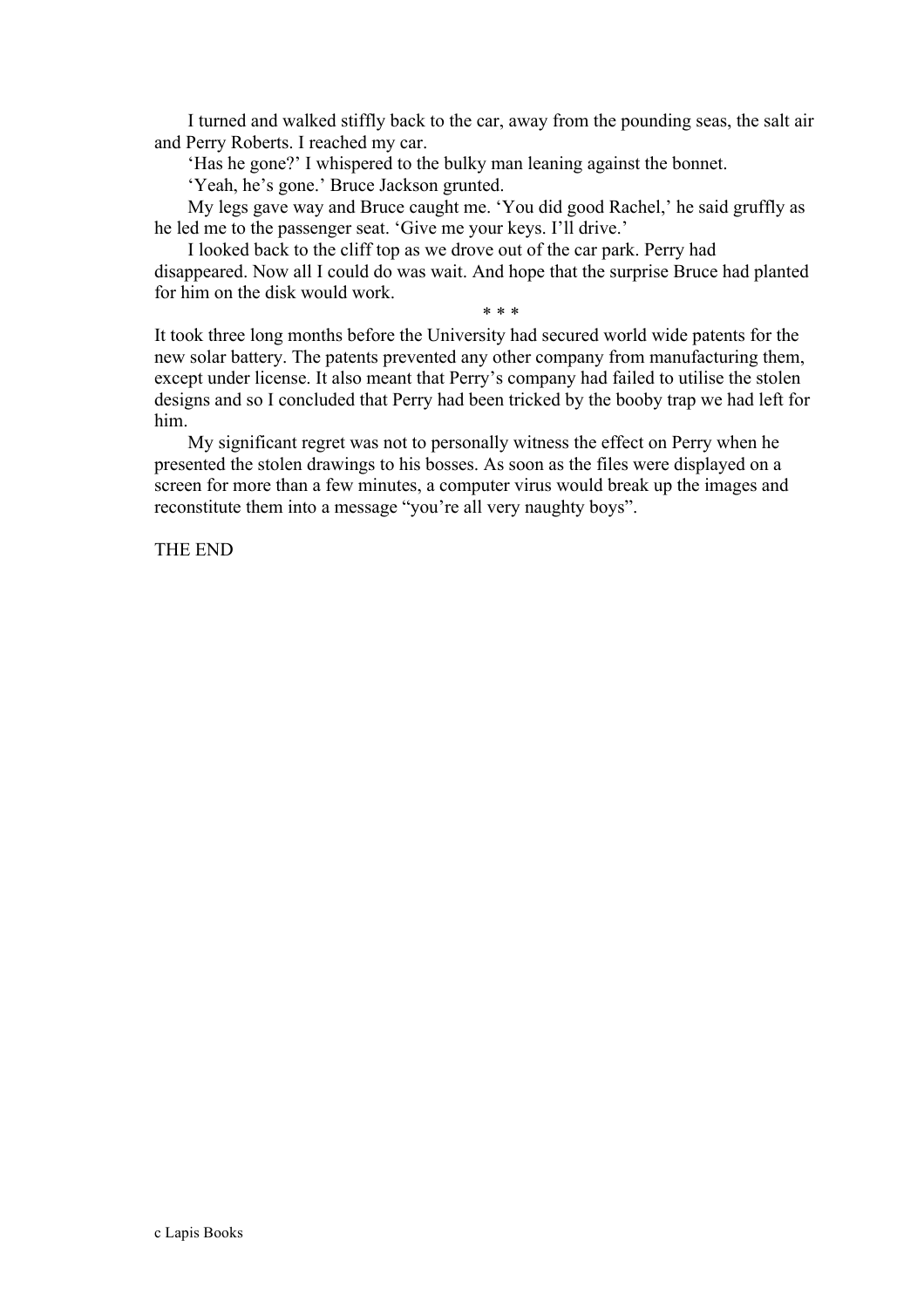I turned and walked stiffly back to the car, away from the pounding seas, the salt air and Perry Roberts. I reached my car.

'Has he gone?' I whispered to the bulky man leaning against the bonnet.

'Yeah, he's gone.' Bruce Jackson grunted.

My legs gave way and Bruce caught me. 'You did good Rachel,' he said gruffly as he led me to the passenger seat. 'Give me your keys. I'll drive.'

I looked back to the cliff top as we drove out of the car park. Perry had disappeared. Now all I could do was wait. And hope that the surprise Bruce had planted for him on the disk would work.

\* \* \*

It took three long months before the University had secured world wide patents for the new solar battery. The patents prevented any other company from manufacturing them, except under license. It also meant that Perry's company had failed to utilise the stolen designs and so I concluded that Perry had been tricked by the booby trap we had left for him.

My significant regret was not to personally witness the effect on Perry when he presented the stolen drawings to his bosses. As soon as the files were displayed on a screen for more than a few minutes, a computer virus would break up the images and reconstitute them into a message "you're all very naughty boys".

THE END

c Lapis Books